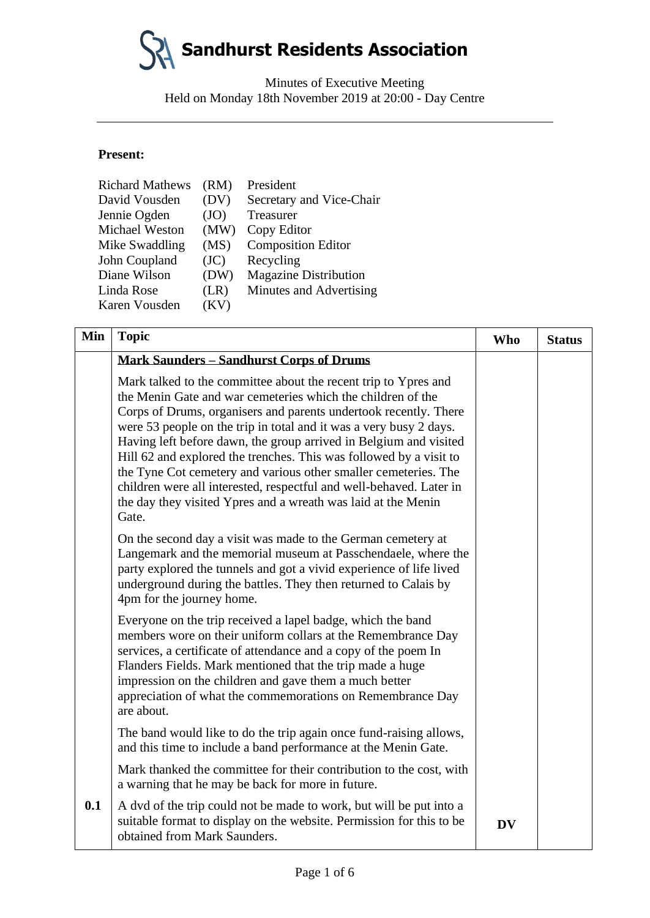# Sandhurst Residents Association

Minutes of Executive Meeting
Held on Monday 18th November 2019 at 20:00 - Day Centre

---

**Present:**

| | | |
|---|---|---|
| Richard Mathews | (RM) | President |
| David Vousden | (DV) | Secretary and Vice-Chair |
| Jennie Ogden | (JO) | Treasurer |
| Michael Weston | (MW) | Copy Editor |
| Mike Swaddling | (MS) | Composition Editor |
| John Coupland | (JC) | Recycling |
| Diane Wilson | (DW) | Magazine Distribution |
| Linda Rose | (LR) | Minutes and Advertising |
| Karen Vousden | (KV) | |

| Min | Topic | Who | Status |
|---|---|---|---|
| | **Mark Saunders – Sandhurst Corps of Drums** | | |
| | Mark talked to the committee about the recent trip to Ypres and the Menin Gate and war cemeteries which the children of the Corps of Drums, organisers and parents undertook recently. There were 53 people on the trip in total and it was a very busy 2 days. Having left before dawn, the group arrived in Belgium and visited Hill 62 and explored the trenches. This was followed by a visit to the Tyne Cot cemetery and various other smaller cemeteries. The children were all interested, respectful and well-behaved. Later in the day they visited Ypres and a wreath was laid at the Menin Gate. | | |
| | On the second day a visit was made to the German cemetery at Langemark and the memorial museum at Passchendaele, where the party explored the tunnels and got a vivid experience of life lived underground during the battles. They then returned to Calais by 4pm for the journey home. | | |
| | Everyone on the trip received a lapel badge, which the band members wore on their uniform collars at the Remembrance Day services, a certificate of attendance and a copy of the poem In Flanders Fields. Mark mentioned that the trip made a huge impression on the children and gave them a much better appreciation of what the commemorations on Remembrance Day are about. | | |
| | The band would like to do the trip again once fund-raising allows, and this time to include a band performance at the Menin Gate. | | |
| | Mark thanked the committee for their contribution to the cost, with a warning that he may be back for more in future. | | |
| **0.1** | A dvd of the trip could not be made to work, but will be put into a suitable format to display on the website. Permission for this to be obtained from Mark Saunders. | **DV** | |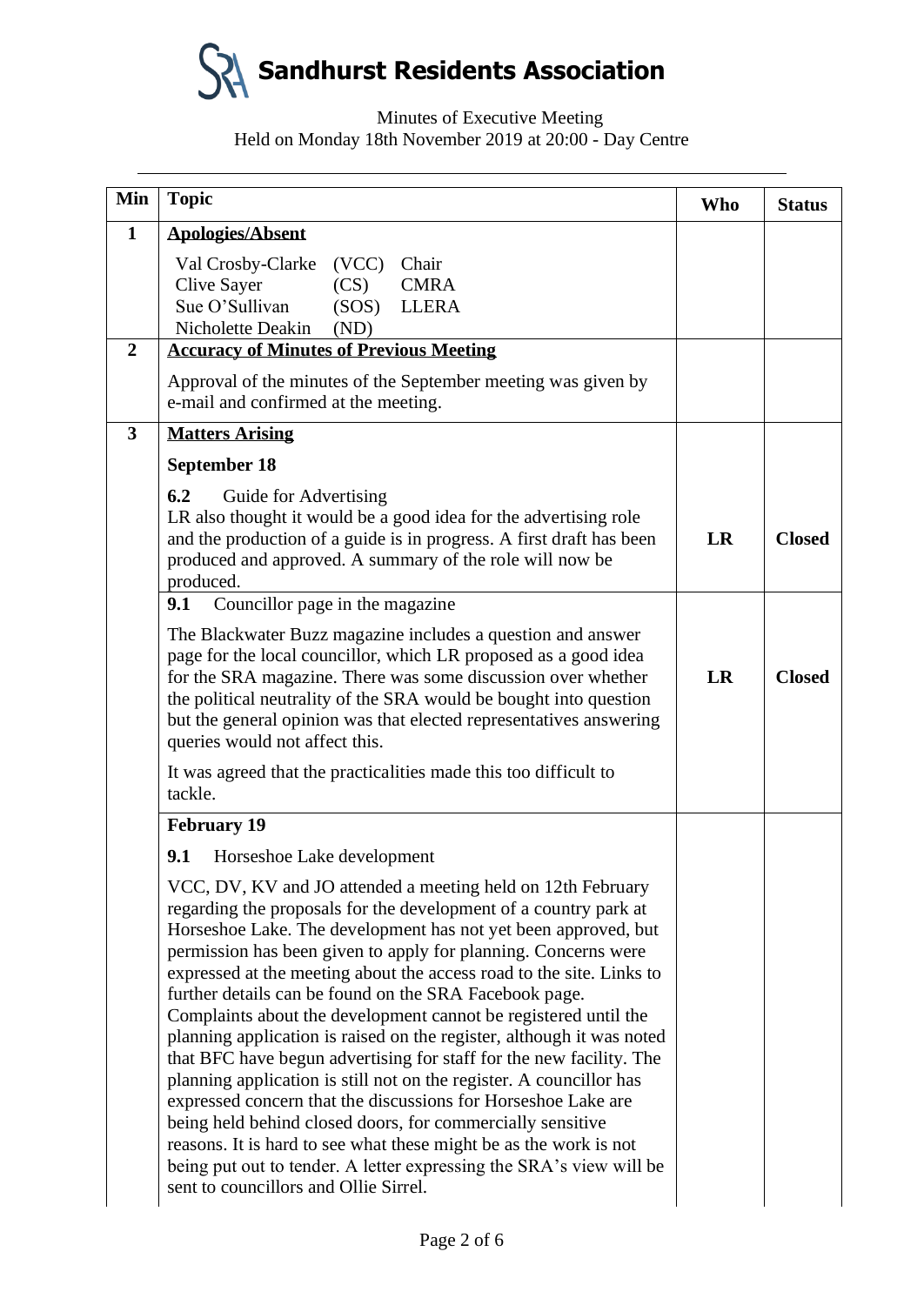# SRA Sandhurst Residents Association

Minutes of Executive Meeting
Held on Monday 18th November 2019 at 20:00 - Day Centre

| Min | Topic | Who | Status |
|---|---|---|---|
| **1** | **Apologies/Absent**<br><br>Val Crosby-Clarke (VCC) Chair<br>Clive Sayer (CS) CMRA<br>Sue O'Sullivan (SOS) LLERA<br>Nicholette Deakin (ND) | | |
| **2** | **Accuracy of Minutes of Previous Meeting**<br><br>Approval of the minutes of the September meeting was given by e-mail and confirmed at the meeting. | | |
| **3** | **Matters Arising**<br><br>**September 18**<br><br>**6.2** Guide for Advertising<br>LR also thought it would be a good idea for the advertising role and the production of a guide is in progress. A first draft has been produced and approved. A summary of the role will now be produced. | **LR** | **Closed** |
| | **9.1** Councillor page in the magazine<br><br>The Blackwater Buzz magazine includes a question and answer page for the local councillor, which LR proposed as a good idea for the SRA magazine. There was some discussion over whether the political neutrality of the SRA would be bought into question but the general opinion was that elected representatives answering queries would not affect this.<br><br>It was agreed that the practicalities made this too difficult to tackle. | **LR** | **Closed** |
| | **February 19**<br><br>**9.1** Horseshoe Lake development<br><br>VCC, DV, KV and JO attended a meeting held on 12th February regarding the proposals for the development of a country park at Horseshoe Lake. The development has not yet been approved, but permission has been given to apply for planning. Concerns were expressed at the meeting about the access road to the site. Links to further details can be found on the SRA Facebook page. Complaints about the development cannot be registered until the planning application is raised on the register, although it was noted that BFC have begun advertising for staff for the new facility. The planning application is still not on the register. A councillor has expressed concern that the discussions for Horseshoe Lake are being held behind closed doors, for commercially sensitive reasons. It is hard to see what these might be as the work is not being put out to tender. A letter expressing the SRA's view will be sent to councillors and Ollie Sirrel. | | |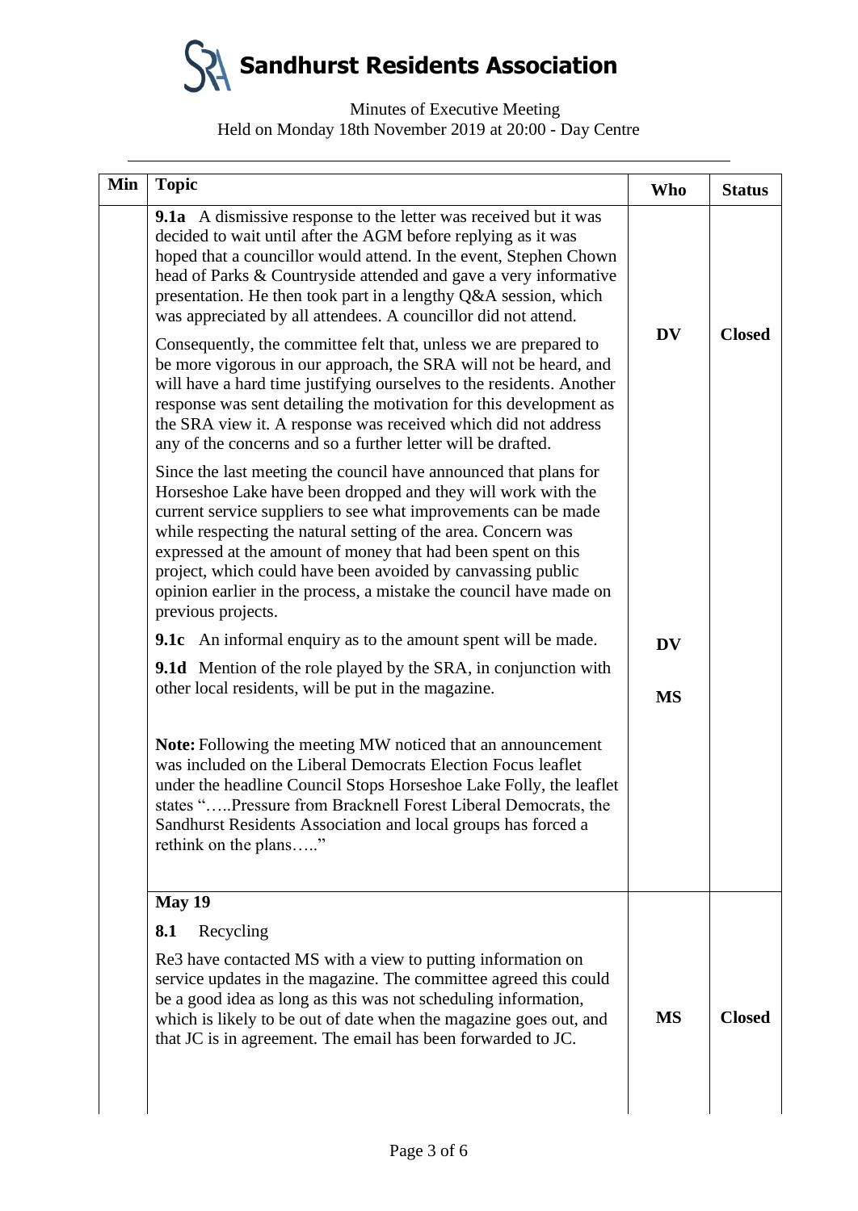# Sandhurst Residents Association

Minutes of Executive Meeting
Held on Monday 18th November 2019 at 20:00 - Day Centre

| Min | Topic | Who | Status |
|---|---|---|---|
| | **9.1a** A dismissive response to the letter was received but it was decided to wait until after the AGM before replying as it was hoped that a councillor would attend. In the event, Stephen Chown head of Parks & Countryside attended and gave a very informative presentation. He then took part in a lengthy Q&A session, which was appreciated by all attendees. A councillor did not attend.<br><br>Consequently, the committee felt that, unless we are prepared to be more vigorous in our approach, the SRA will not be heard, and will have a hard time justifying ourselves to the residents. Another response was sent detailing the motivation for this development as the SRA view it. A response was received which did not address any of the concerns and so a further letter will be drafted.<br><br>Since the last meeting the council have announced that plans for Horseshoe Lake have been dropped and they will work with the current service suppliers to see what improvements can be made while respecting the natural setting of the area. Concern was expressed at the amount of money that had been spent on this project, which could have been avoided by canvassing public opinion earlier in the process, a mistake the council have made on previous projects. | **DV** | **Closed** |
| | **9.1c** An informal enquiry as to the amount spent will be made. | **DV** | |
| | **9.1d** Mention of the role played by the SRA, in conjunction with other local residents, will be put in the magazine.<br><br>**Note:** Following the meeting MW noticed that an announcement was included on the Liberal Democrats Election Focus leaflet under the headline Council Stops Horseshoe Lake Folly, the leaflet states "…..Pressure from Bracknell Forest Liberal Democrats, the Sandhurst Residents Association and local groups has forced a rethink on the plans….." | **MS** | |
| | **May 19**<br><br>**8.1** Recycling<br><br>Re3 have contacted MS with a view to putting information on service updates in the magazine. The committee agreed this could be a good idea as long as this was not scheduling information, which is likely to be out of date when the magazine goes out, and that JC is in agreement. The email has been forwarded to JC. | **MS** | **Closed** |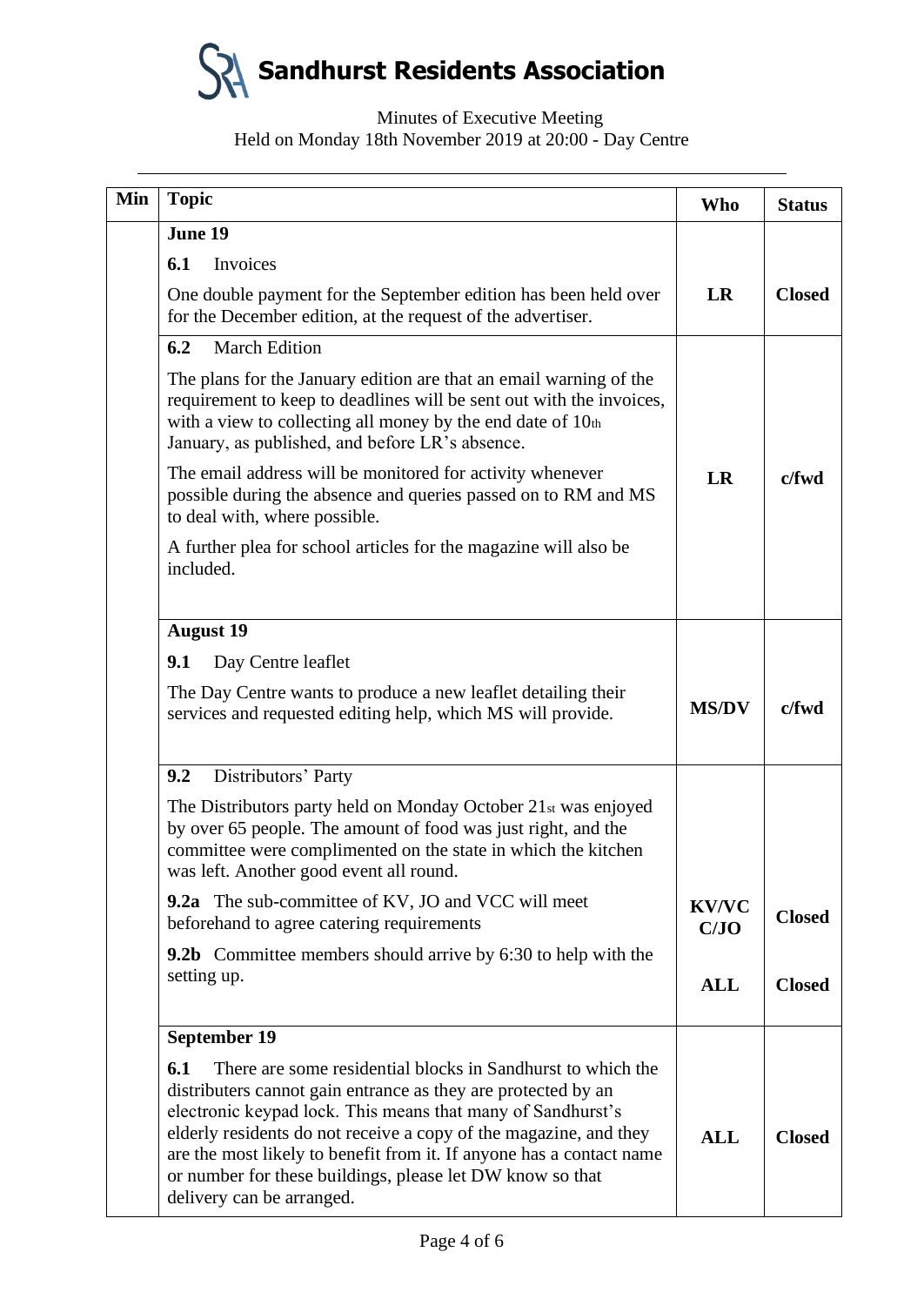# Sandhurst Residents Association

Minutes of Executive Meeting
Held on Monday 18th November 2019 at 20:00 - Day Centre

| Min | Topic | Who | Status |
|---|---|---|---|
| | **June 19** | | |
| | **6.1** Invoices<br><br>One double payment for the September edition has been held over for the December edition, at the request of the advertiser. | **LR** | **Closed** |
| | **6.2** March Edition<br><br>The plans for the January edition are that an email warning of the requirement to keep to deadlines will be sent out with the invoices, with a view to collecting all money by the end date of 10th January, as published, and before LR's absence.<br><br>The email address will be monitored for activity whenever possible during the absence and queries passed on to RM and MS to deal with, where possible.<br><br>A further plea for school articles for the magazine will also be included. | **LR** | **c/fwd** |
| | **August 19** | | |
| | **9.1** Day Centre leaflet<br><br>The Day Centre wants to produce a new leaflet detailing their services and requested editing help, which MS will provide. | **MS/DV** | **c/fwd** |
| | **9.2** Distributors' Party<br><br>The Distributors party held on Monday October 21st was enjoyed by over 65 people. The amount of food was just right, and the committee were complimented on the state in which the kitchen was left. Another good event all round. | | |
| | **9.2a** The sub-committee of KV, JO and VCC will meet beforehand to agree catering requirements | **KV/VCC/JO** | **Closed** |
| | **9.2b** Committee members should arrive by 6:30 to help with the setting up. | **ALL** | **Closed** |
| | **September 19** | | |
| | **6.1** There are some residential blocks in Sandhurst to which the distributers cannot gain entrance as they are protected by an electronic keypad lock. This means that many of Sandhurst's elderly residents do not receive a copy of the magazine, and they are the most likely to benefit from it. If anyone has a contact name or number for these buildings, please let DW know so that delivery can be arranged. | **ALL** | **Closed** |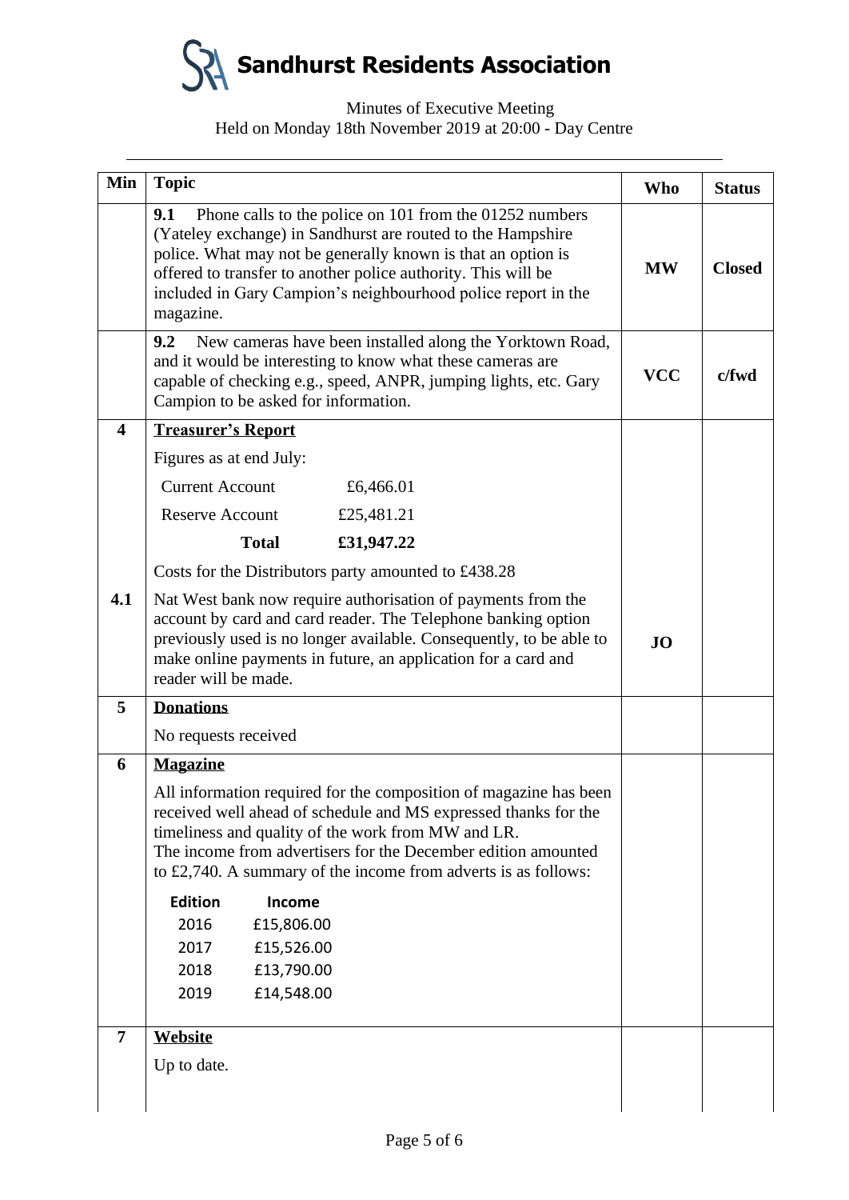# Sandhurst Residents Association

Minutes of Executive Meeting
Held on Monday 18th November 2019 at 20:00 - Day Centre

| Min | Topic | Who | Status |
|---|---|---|---|
| | **9.1** Phone calls to the police on 101 from the 01252 numbers (Yateley exchange) in Sandhurst are routed to the Hampshire police. What may not be generally known is that an option is offered to transfer to another police authority. This will be included in Gary Campion's neighbourhood police report in the magazine. | **MW** | **Closed** |
| | **9.2** New cameras have been installed along the Yorktown Road, and it would be interesting to know what these cameras are capable of checking e.g., speed, ANPR, jumping lights, etc. Gary Campion to be asked for information. | **VCC** | **c/fwd** |
| **4** | **<u>Treasurer's Report</u>** | | |
| | Figures as at end July:<br>Current Account £6,466.01<br>Reserve Account £25,481.21<br>**Total** **£31,947.22**<br>Costs for the Distributors party amounted to £438.28 | | |
| **4.1** | Nat West bank now require authorisation of payments from the account by card and card reader. The Telephone banking option previously used is no longer available. Consequently, to be able to make online payments in future, an application for a card and reader will be made. | **JO** | |
| **5** | **<u>Donations</u>**<br>No requests received | | |
| **6** | **<u>Magazine</u>**<br>All information required for the composition of magazine has been received well ahead of schedule and MS expressed thanks for the timeliness and quality of the work from MW and LR.<br>The income from advertisers for the December edition amounted to £2,740. A summary of the income from adverts is as follows:<br>**Edition** **Income**<br>2016 £15,806.00<br>2017 £15,526.00<br>2018 £13,790.00<br>2019 £14,548.00 | | |
| **7** | **<u>Website</u>**<br>Up to date. | | |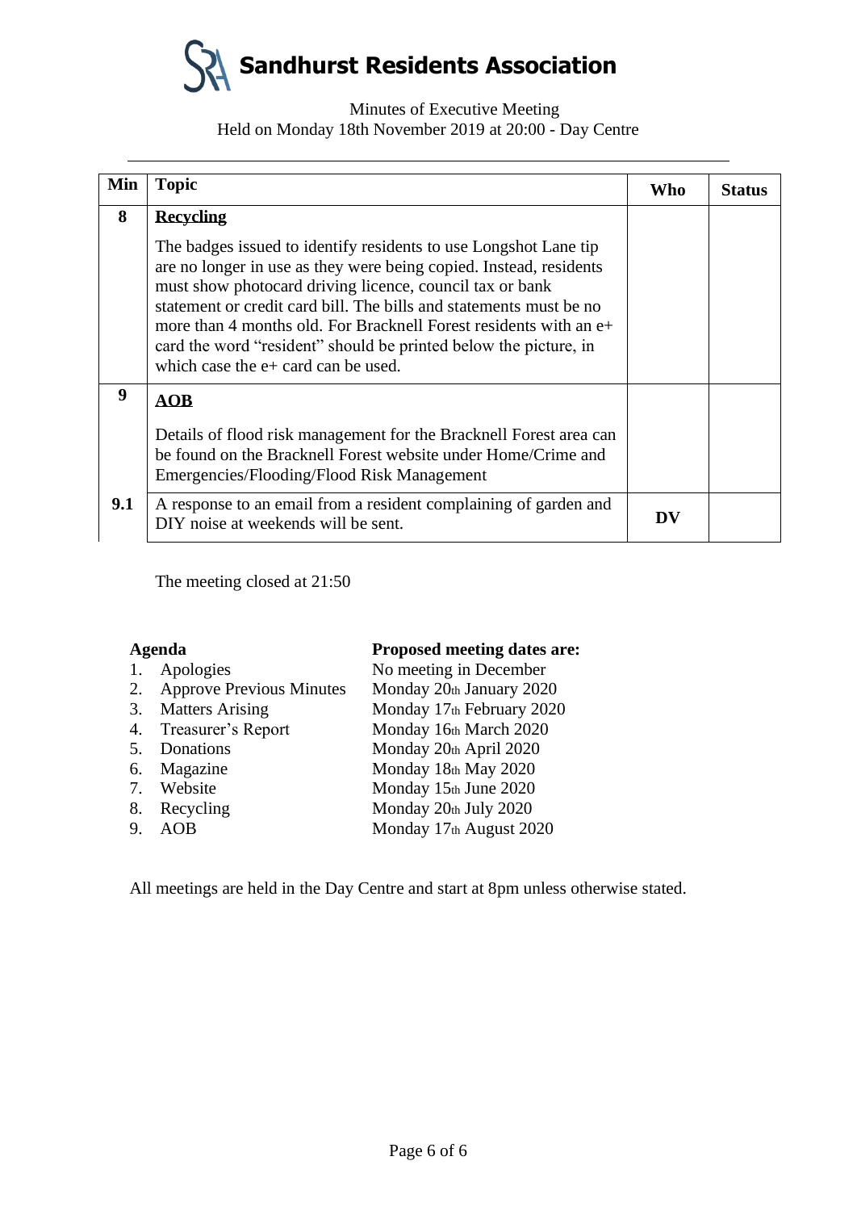# Sandhurst Residents Association

Minutes of Executive Meeting
Held on Monday 18th November 2019 at 20:00 - Day Centre

| Min | Topic | Who | Status |
|---|---|---|---|
| 8 | **Recycling**<br><br>The badges issued to identify residents to use Longshot Lane tip are no longer in use as they were being copied. Instead, residents must show photocard driving licence, council tax or bank statement or credit card bill. The bills and statements must be no more than 4 months old. For Bracknell Forest residents with an e+ card the word "resident" should be printed below the picture, in which case the e+ card can be used. | | |
| 9 | **AOB**<br><br>Details of flood risk management for the Bracknell Forest area can be found on the Bracknell Forest website under Home/Crime and Emergencies/Flooding/Flood Risk Management | | |
| 9.1 | A response to an email from a resident complaining of garden and DIY noise at weekends will be sent. | DV | |

The meeting closed at 21:50

**Agenda**

1. Apologies
2. Approve Previous Minutes
3. Matters Arising
4. Treasurer's Report
5. Donations
6. Magazine
7. Website
8. Recycling
9. AOB

**Proposed meeting dates are:**

No meeting in December
Monday 20th January 2020
Monday 17th February 2020
Monday 16th March 2020
Monday 20th April 2020
Monday 18th May 2020
Monday 15th June 2020
Monday 20th July 2020
Monday 17th August 2020

All meetings are held in the Day Centre and start at 8pm unless otherwise stated.